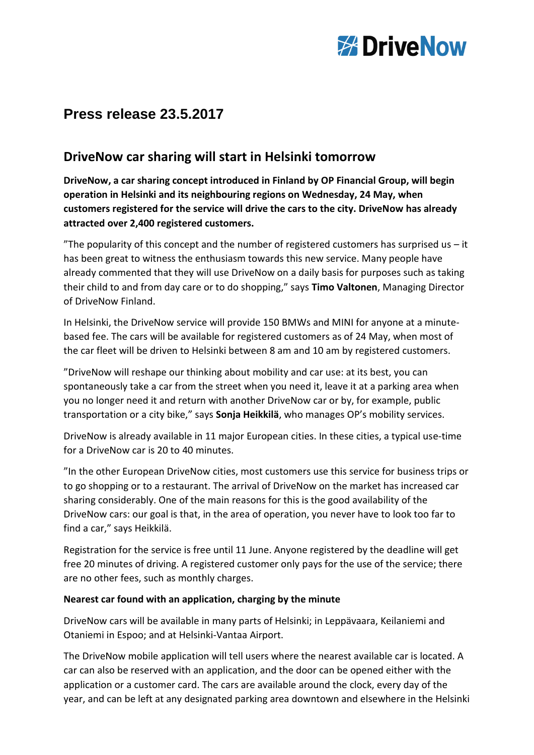DriveNow

# Press release 23.5.2017

## DriveNow car sharing will start in Helsinki tomorrow

**DriveNow, a car sharing concept introduced in Finland by OP Financial Group, will begin operation in Helsinki and its neighbouring regions on Wednesday, 24 May, when customers registered for the service will drive the cars to the city. DriveNow has already attracted over 2,400 registered customers.**

”The popularity of this concept and the number of registered customers has surprised us – it has been great to witness the enthusiasm towards this new service. Many people have already commented that they will use DriveNow on a daily basis for purposes such as taking their child to and from day care or to do shopping,” says **Timo Valtonen**, Managing Director of DriveNow Finland.

In Helsinki, the DriveNow service will provide 150 BMWs and MINI for anyone at a minute-based fee. The cars will be available for registered customers as of 24 May, when most of the car fleet will be driven to Helsinki between 8 am and 10 am by registered customers.

”DriveNow will reshape our thinking about mobility and car use: at its best, you can spontaneously take a car from the street when you need it, leave it at a parking area when you no longer need it and return with another DriveNow car or by, for example, public transportation or a city bike,” says **Sonja Heikkilä**, who manages OP's mobility services.

DriveNow is already available in 11 major European cities. In these cities, a typical use-time for a DriveNow car is 20 to 40 minutes.

”In the other European DriveNow cities, most customers use this service for business trips or to go shopping or to a restaurant. The arrival of DriveNow on the market has increased car sharing considerably. One of the main reasons for this is the good availability of the DriveNow cars: our goal is that, in the area of operation, you never have to look too far to find a car,” says Heikkilä.

Registration for the service is free until 11 June. Anyone registered by the deadline will get free 20 minutes of driving. A registered customer only pays for the use of the service; there are no other fees, such as monthly charges.

**Nearest car found with an application, charging by the minute**

DriveNow cars will be available in many parts of Helsinki; in Leppävaara, Keilaniemi and Otaniemi in Espoo; and at Helsinki-Vantaa Airport.

The DriveNow mobile application will tell users where the nearest available car is located. A car can also be reserved with an application, and the door can be opened either with the application or a customer card. The cars are available around the clock, every day of the year, and can be left at any designated parking area downtown and elsewhere in the Helsinki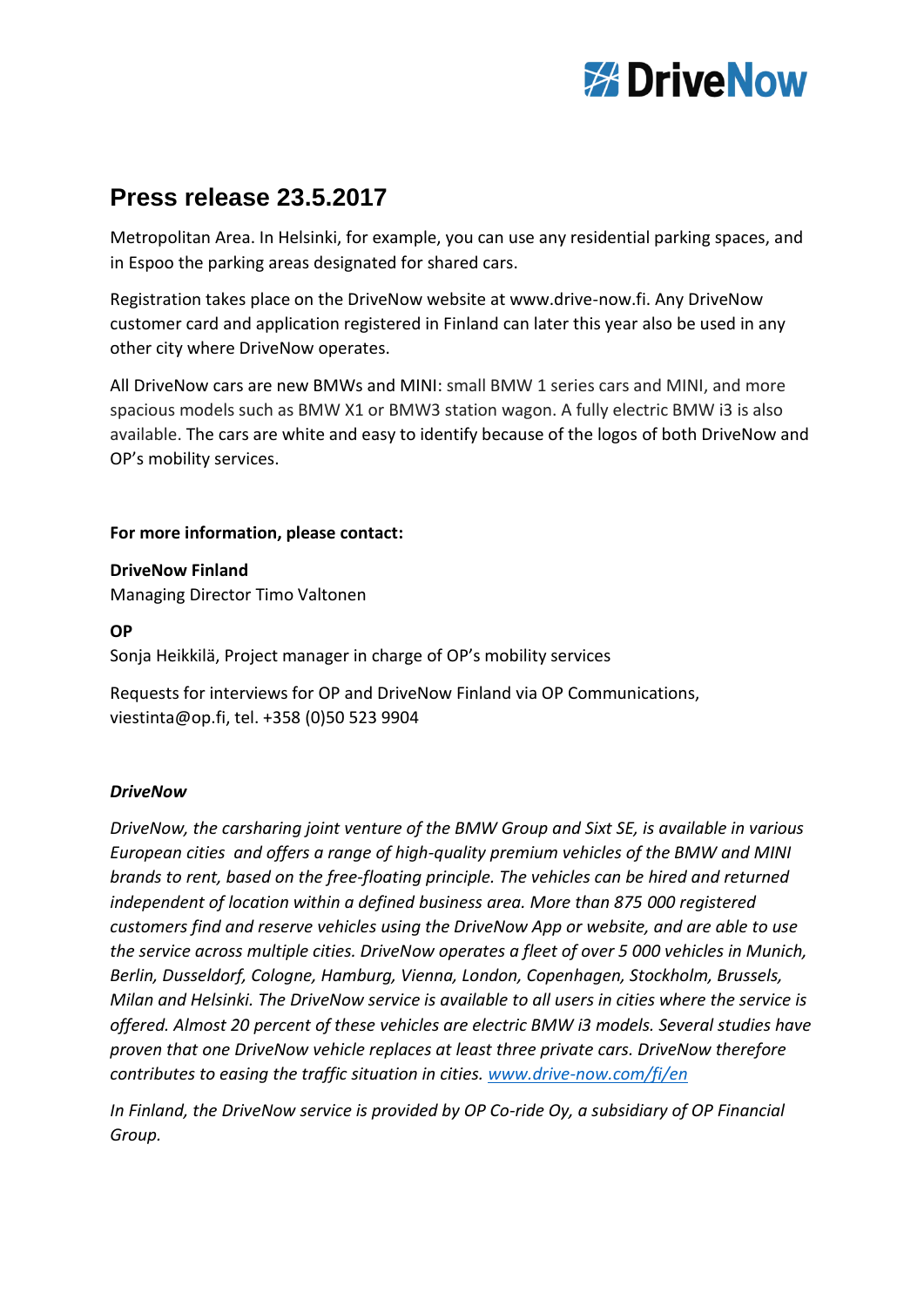## Press release 23.5.2017

Metropolitan Area. In Helsinki, for example, you can use any residential parking spaces, and in Espoo the parking areas designated for shared cars.

Registration takes place on the DriveNow website at www.drive-now.fi. Any DriveNow customer card and application registered in Finland can later this year also be used in any other city where DriveNow operates.

All DriveNow cars are new BMWs and MINI: small BMW 1 series cars and MINI, and more spacious models such as BMW X1 or BMW3 station wagon. A fully electric BMW i3 is also available. The cars are white and easy to identify because of the logos of both DriveNow and OP's mobility services.

**For more information, please contact:**

**DriveNow Finland**
Managing Director Timo Valtonen

**OP**
Sonja Heikkilä, Project manager in charge of OP's mobility services

Requests for interviews for OP and DriveNow Finland via OP Communications, viestinta@op.fi, tel. +358 (0)50 523 9904

***DriveNow***

*DriveNow, the carsharing joint venture of the BMW Group and Sixt SE, is available in various European cities and offers a range of high-quality premium vehicles of the BMW and MINI brands to rent, based on the free-floating principle. The vehicles can be hired and returned independent of location within a defined business area. More than 875 000 registered customers find and reserve vehicles using the DriveNow App or website, and are able to use the service across multiple cities. DriveNow operates a fleet of over 5 000 vehicles in Munich, Berlin, Dusseldorf, Cologne, Hamburg, Vienna, London, Copenhagen, Stockholm, Brussels, Milan and Helsinki. The DriveNow service is available to all users in cities where the service is offered. Almost 20 percent of these vehicles are electric BMW i3 models. Several studies have proven that one DriveNow vehicle replaces at least three private cars. DriveNow therefore contributes to easing the traffic situation in cities. www.drive-now.com/fi/en*

*In Finland, the DriveNow service is provided by OP Co-ride Oy, a subsidiary of OP Financial Group.*